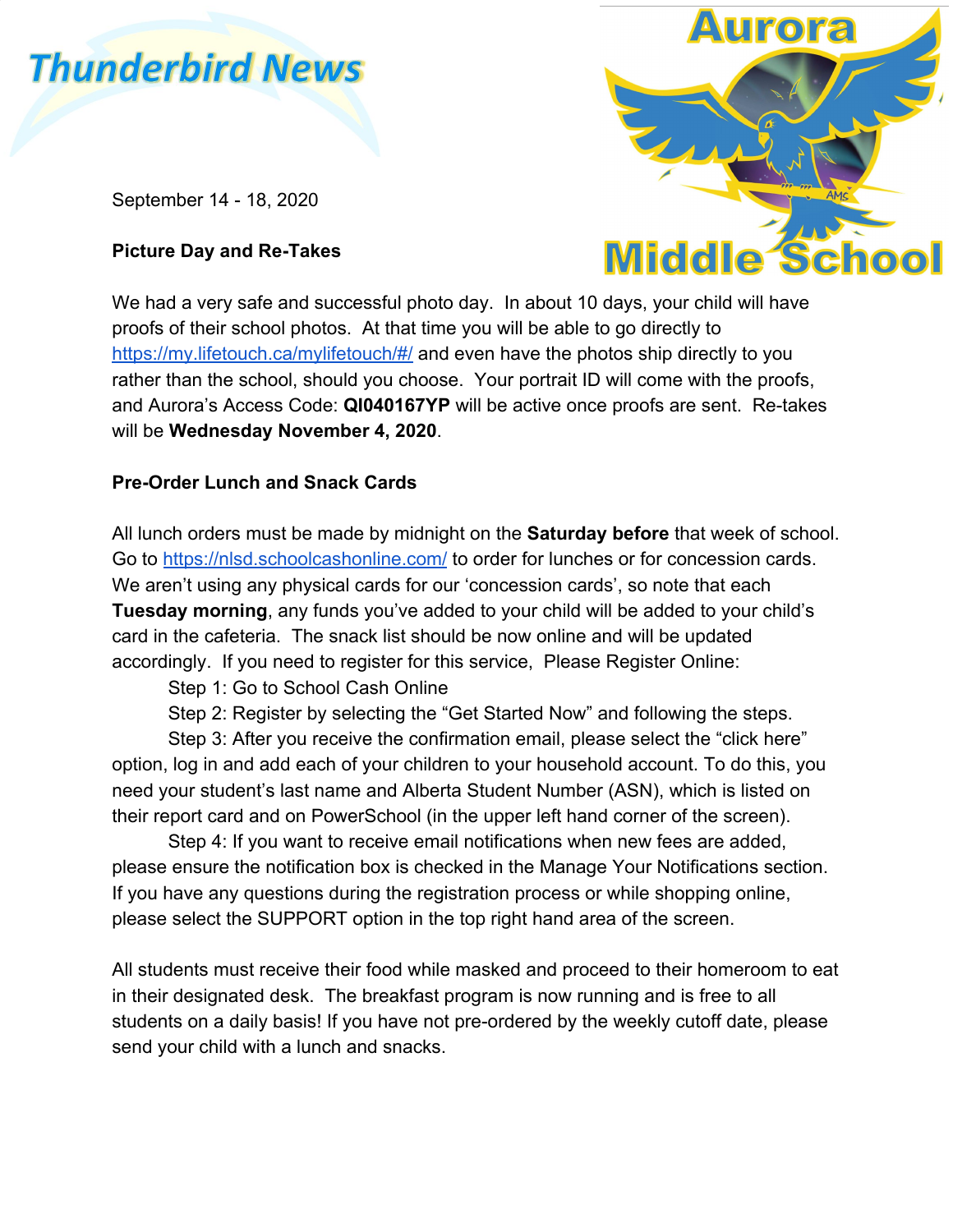# Thunderbird News

**Aurora Middle School**

September 14 - 18, 2020

**Picture Day and Re-Takes**

We had a very safe and successful photo day. In about 10 days, your child will have proofs of their school photos. At that time you will be able to go directly to https://my.lifetouch.ca/mylifetouch/#/ and even have the photos ship directly to you rather than the school, should you choose. Your portrait ID will come with the proofs, and Aurora's Access Code: **QI040167YP** will be active once proofs are sent. Re-takes will be **Wednesday November 4, 2020**.

**Pre-Order Lunch and Snack Cards**

All lunch orders must be made by midnight on the **Saturday before** that week of school. Go to https://nlsd.schoolcashonline.com/ to order for lunches or for concession cards. We aren't using any physical cards for our 'concession cards', so note that each **Tuesday morning**, any funds you've added to your child will be added to your child's card in the cafeteria. The snack list should be now online and will be updated accordingly. If you need to register for this service, Please Register Online:

Step 1: Go to School Cash Online

Step 2: Register by selecting the "Get Started Now" and following the steps.

Step 3: After you receive the confirmation email, please select the "click here" option, log in and add each of your children to your household account. To do this, you need your student's last name and Alberta Student Number (ASN), which is listed on their report card and on PowerSchool (in the upper left hand corner of the screen).

Step 4: If you want to receive email notifications when new fees are added, please ensure the notification box is checked in the Manage Your Notifications section. If you have any questions during the registration process or while shopping online, please select the SUPPORT option in the top right hand area of the screen.

All students must receive their food while masked and proceed to their homeroom to eat in their designated desk. The breakfast program is now running and is free to all students on a daily basis! If you have not pre-ordered by the weekly cutoff date, please send your child with a lunch and snacks.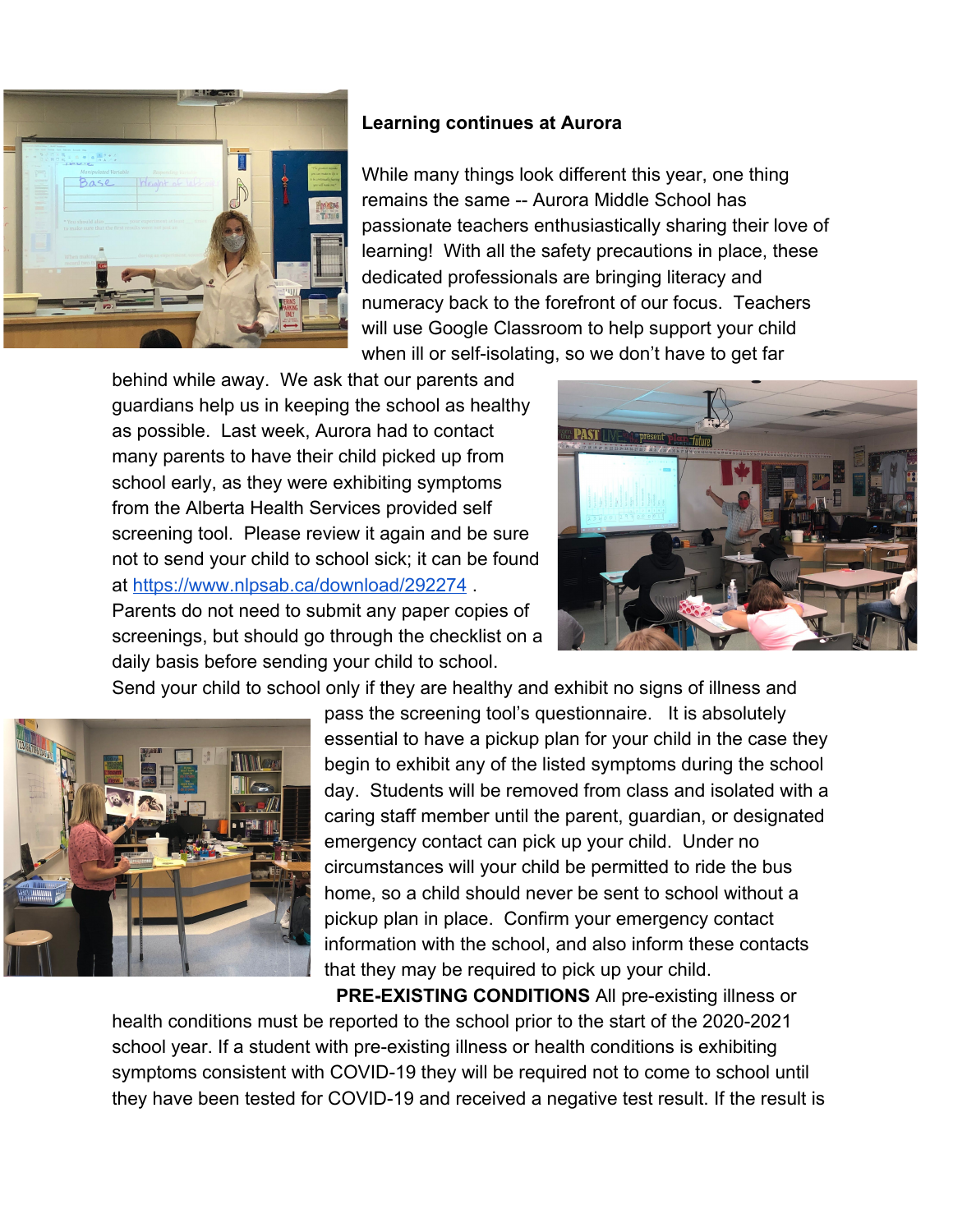**Learning continues at Aurora**

While many things look different this year, one thing remains the same -- Aurora Middle School has passionate teachers enthusiastically sharing their love of learning! With all the safety precautions in place, these dedicated professionals are bringing literacy and numeracy back to the forefront of our focus. Teachers will use Google Classroom to help support your child when ill or self-isolating, so we don't have to get far behind while away. We ask that our parents and guardians help us in keeping the school as healthy as possible. Last week, Aurora had to contact many parents to have their child picked up from school early, as they were exhibiting symptoms from the Alberta Health Services provided self screening tool. Please review it again and be sure not to send your child to school sick; it can be found at https://www.nlpsab.ca/download/292274 . Parents do not need to submit any paper copies of screenings, but should go through the checklist on a daily basis before sending your child to school. Send your child to school only if they are healthy and exhibit no signs of illness and pass the screening tool's questionnaire. It is absolutely essential to have a pickup plan for your child in the case they begin to exhibit any of the listed symptoms during the school day. Students will be removed from class and isolated with a caring staff member until the parent, guardian, or designated emergency contact can pick up your child. Under no circumstances will your child be permitted to ride the bus home, so a child should never be sent to school without a pickup plan in place. Confirm your emergency contact information with the school, and also inform these contacts that they may be required to pick up your child.

**PRE-EXISTING CONDITIONS** All pre-existing illness or health conditions must be reported to the school prior to the start of the 2020-2021 school year. If a student with pre-existing illness or health conditions is exhibiting symptoms consistent with COVID-19 they will be required not to come to school until they have been tested for COVID-19 and received a negative test result. If the result is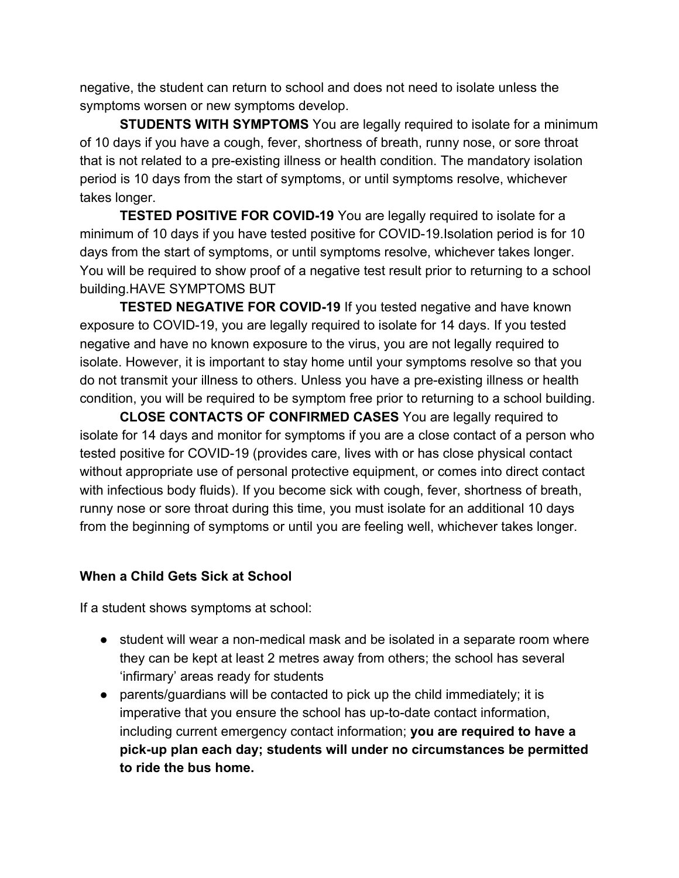negative, the student can return to school and does not need to isolate unless the symptoms worsen or new symptoms develop.

**STUDENTS WITH SYMPTOMS** You are legally required to isolate for a minimum of 10 days if you have a cough, fever, shortness of breath, runny nose, or sore throat that is not related to a pre-existing illness or health condition. The mandatory isolation period is 10 days from the start of symptoms, or until symptoms resolve, whichever takes longer.

**TESTED POSITIVE FOR COVID-19** You are legally required to isolate for a minimum of 10 days if you have tested positive for COVID-19.Isolation period is for 10 days from the start of symptoms, or until symptoms resolve, whichever takes longer. You will be required to show proof of a negative test result prior to returning to a school building.HAVE SYMPTOMS BUT

**TESTED NEGATIVE FOR COVID-19** If you tested negative and have known exposure to COVID-19, you are legally required to isolate for 14 days. If you tested negative and have no known exposure to the virus, you are not legally required to isolate. However, it is important to stay home until your symptoms resolve so that you do not transmit your illness to others. Unless you have a pre-existing illness or health condition, you will be required to be symptom free prior to returning to a school building.

**CLOSE CONTACTS OF CONFIRMED CASES** You are legally required to isolate for 14 days and monitor for symptoms if you are a close contact of a person who tested positive for COVID-19 (provides care, lives with or has close physical contact without appropriate use of personal protective equipment, or comes into direct contact with infectious body fluids). If you become sick with cough, fever, shortness of breath, runny nose or sore throat during this time, you must isolate for an additional 10 days from the beginning of symptoms or until you are feeling well, whichever takes longer.

### When a Child Gets Sick at School

If a student shows symptoms at school:

- student will wear a non-medical mask and be isolated in a separate room where they can be kept at least 2 metres away from others; the school has several 'infirmary' areas ready for students
- parents/guardians will be contacted to pick up the child immediately; it is imperative that you ensure the school has up-to-date contact information, including current emergency contact information; **you are required to have a pick-up plan each day; students will under no circumstances be permitted to ride the bus home.**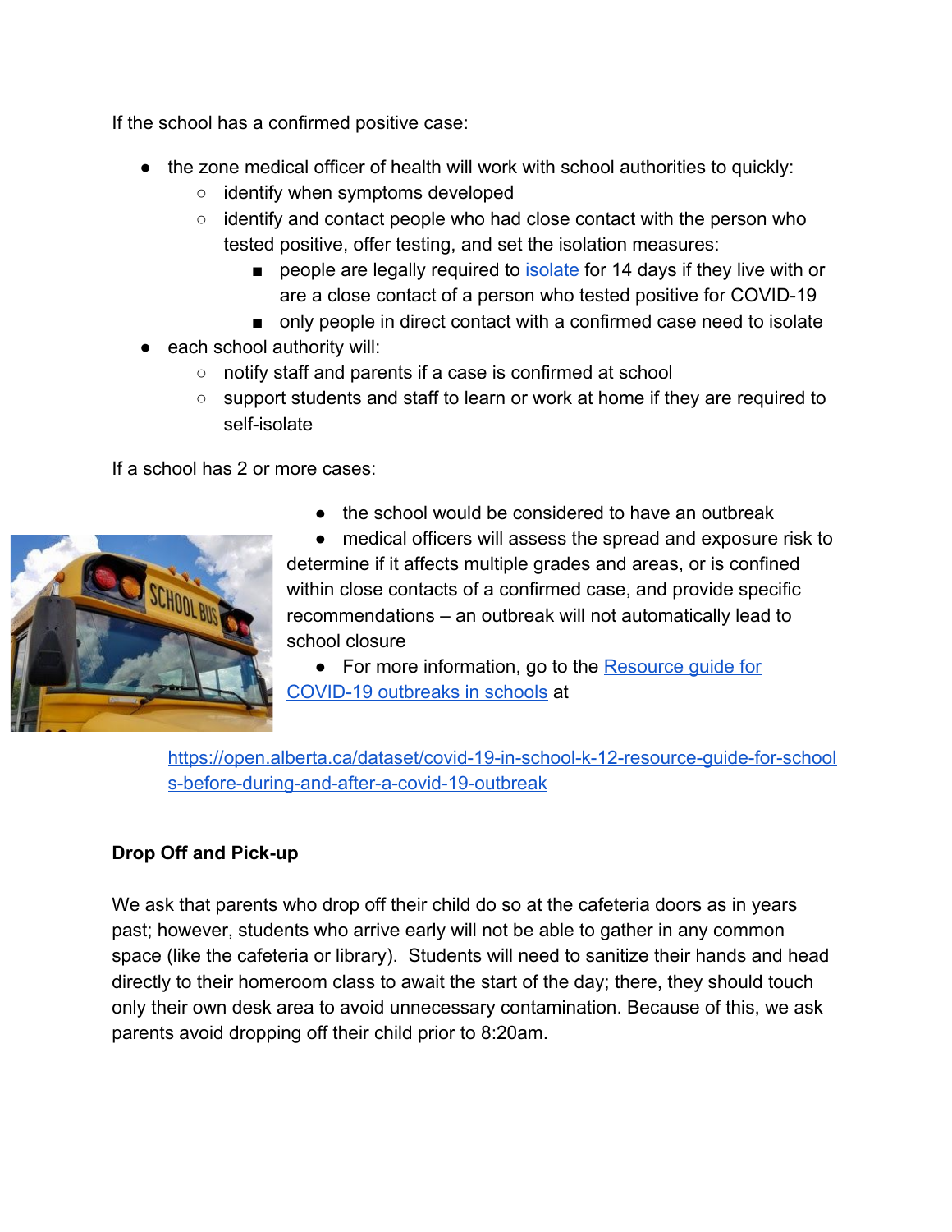If the school has a confirmed positive case:

- the zone medical officer of health will work with school authorities to quickly:
  - identify when symptoms developed
  - identify and contact people who had close contact with the person who tested positive, offer testing, and set the isolation measures:
    - people are legally required to [isolate](#) for 14 days if they live with or are a close contact of a person who tested positive for COVID-19
    - only people in direct contact with a confirmed case need to isolate
- each school authority will:
  - notify staff and parents if a case is confirmed at school
  - support students and staff to learn or work at home if they are required to self-isolate

If a school has 2 or more cases:

- the school would be considered to have an outbreak
- medical officers will assess the spread and exposure risk to determine if it affects multiple grades and areas, or is confined within close contacts of a confirmed case, and provide specific recommendations – an outbreak will not automatically lead to school closure
- For more information, go to the [Resource guide for COVID-19 outbreaks in schools](https://open.alberta.ca/dataset/covid-19-in-school-k-12-resource-guide-for-schools-before-during-and-after-a-covid-19-outbreak) at

  https://open.alberta.ca/dataset/covid-19-in-school-k-12-resource-guide-for-schools-before-during-and-after-a-covid-19-outbreak

**Drop Off and Pick-up**

We ask that parents who drop off their child do so at the cafeteria doors as in years past; however, students who arrive early will not be able to gather in any common space (like the cafeteria or library). Students will need to sanitize their hands and head directly to their homeroom class to await the start of the day; there, they should touch only their own desk area to avoid unnecessary contamination. Because of this, we ask parents avoid dropping off their child prior to 8:20am.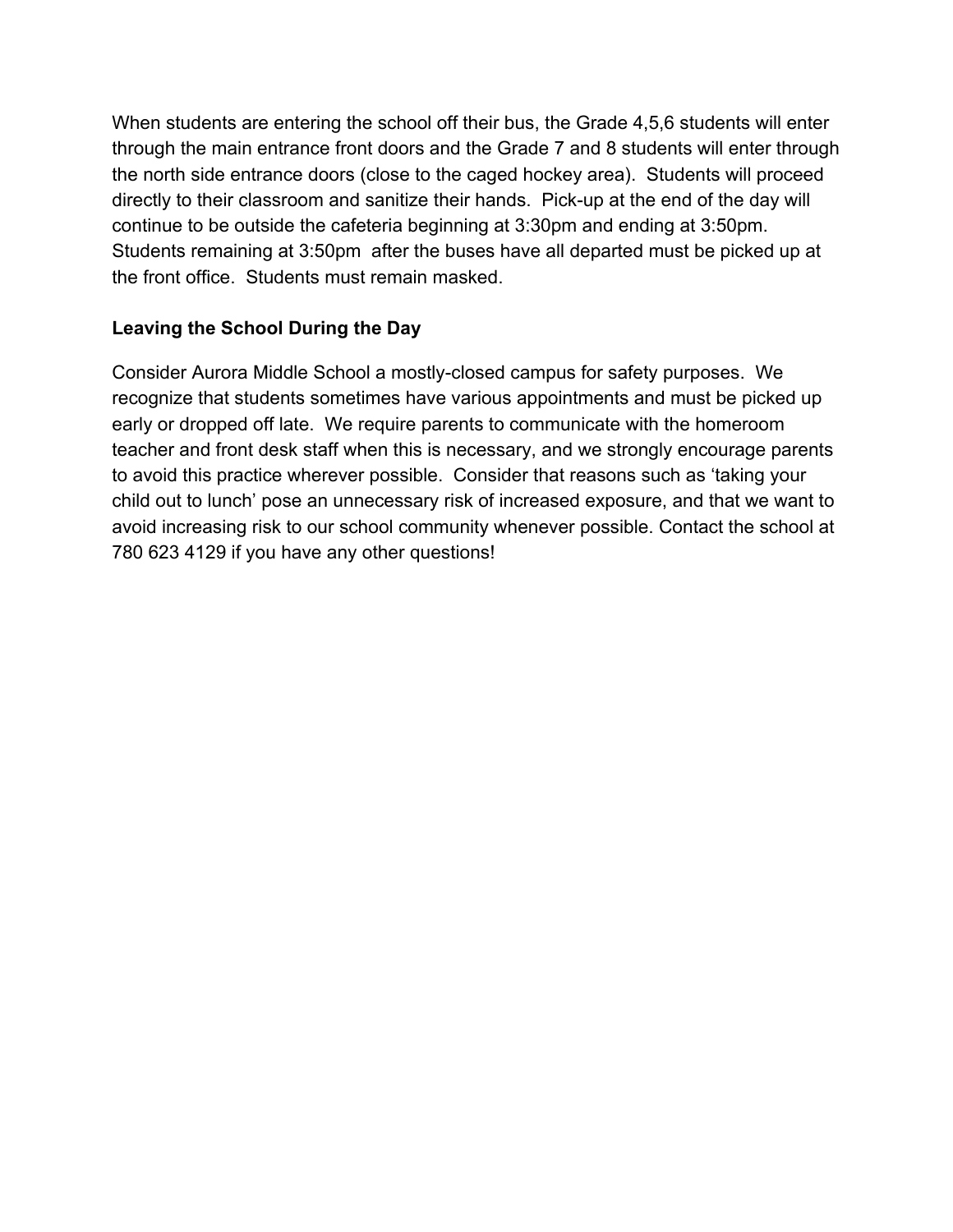When students are entering the school off their bus, the Grade 4,5,6 students will enter through the main entrance front doors and the Grade 7 and 8 students will enter through the north side entrance doors (close to the caged hockey area). Students will proceed directly to their classroom and sanitize their hands. Pick-up at the end of the day will continue to be outside the cafeteria beginning at 3:30pm and ending at 3:50pm. Students remaining at 3:50pm after the buses have all departed must be picked up at the front office. Students must remain masked.

**Leaving the School During the Day**

Consider Aurora Middle School a mostly-closed campus for safety purposes. We recognize that students sometimes have various appointments and must be picked up early or dropped off late. We require parents to communicate with the homeroom teacher and front desk staff when this is necessary, and we strongly encourage parents to avoid this practice wherever possible. Consider that reasons such as 'taking your child out to lunch' pose an unnecessary risk of increased exposure, and that we want to avoid increasing risk to our school community whenever possible. Contact the school at 780 623 4129 if you have any other questions!